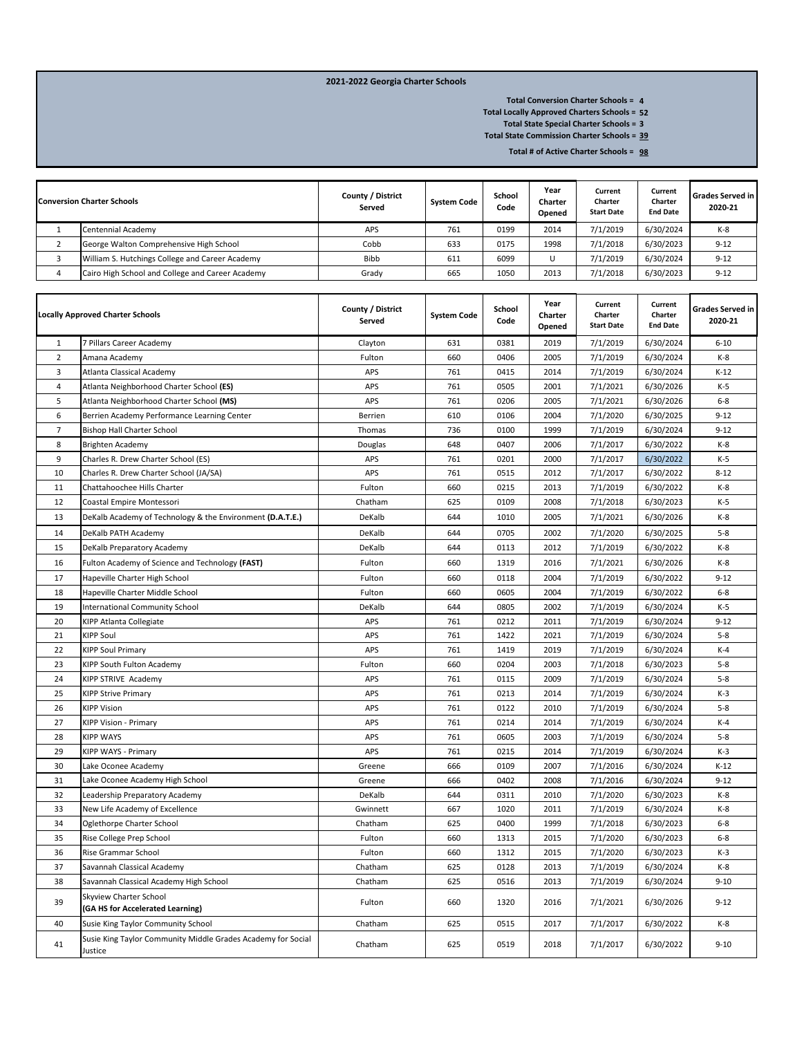## 2021-2022 Georgia Charter Schools

**Total Conversion Charter Schools = 4**
**Total Locally Approved Charters Schools = 52**
**Total State Special Charter Schools = 3**
**Total State Commission Charter Schools = 39**

**Total # of Active Charter Schools = 98**

| | Conversion Charter Schools | County / District Served | System Code | School Code | Year Charter Opened | Current Charter Start Date | Current Charter End Date | Grades Served in 2020-21 |
|---|---|---|---|---|---|---|---|---|
| 1 | Centennial Academy | APS | 761 | 0199 | 2014 | 7/1/2019 | 6/30/2024 | K-8 |
| 2 | George Walton Comprehensive High School | Cobb | 633 | 0175 | 1998 | 7/1/2018 | 6/30/2023 | 9-12 |
| 3 | William S. Hutchings College and Career Academy | Bibb | 611 | 6099 | U | 7/1/2019 | 6/30/2024 | 9-12 |
| 4 | Cairo High School and College and Career Academy | Grady | 665 | 1050 | 2013 | 7/1/2018 | 6/30/2023 | 9-12 |

| | Locally Approved Charter Schools | County / District Served | System Code | School Code | Year Charter Opened | Current Charter Start Date | Current Charter End Date | Grades Served in 2020-21 |
|---|---|---|---|---|---|---|---|---|
| 1 | 7 Pillars Career Academy | Clayton | 631 | 0381 | 2019 | 7/1/2019 | 6/30/2024 | 6-10 |
| 2 | Amana Academy | Fulton | 660 | 0406 | 2005 | 7/1/2019 | 6/30/2024 | K-8 |
| 3 | Atlanta Classical Academy | APS | 761 | 0415 | 2014 | 7/1/2019 | 6/30/2024 | K-12 |
| 4 | Atlanta Neighborhood Charter School **(ES)** | APS | 761 | 0505 | 2001 | 7/1/2021 | 6/30/2026 | K-5 |
| 5 | Atlanta Neighborhood Charter School **(MS)** | APS | 761 | 0206 | 2005 | 7/1/2021 | 6/30/2026 | 6-8 |
| 6 | Berrien Academy Performance Learning Center | Berrien | 610 | 0106 | 2004 | 7/1/2020 | 6/30/2025 | 9-12 |
| 7 | Bishop Hall Charter School | Thomas | 736 | 0100 | 1999 | 7/1/2019 | 6/30/2024 | 9-12 |
| 8 | Brighten Academy | Douglas | 648 | 0407 | 2006 | 7/1/2017 | 6/30/2022 | K-8 |
| 9 | Charles R. Drew Charter School (ES) | APS | 761 | 0201 | 2000 | 7/1/2017 | 6/30/2022 | K-5 |
| 10 | Charles R. Drew Charter School (JA/SA) | APS | 761 | 0515 | 2012 | 7/1/2017 | 6/30/2022 | 8-12 |
| 11 | Chattahoochee Hills Charter | Fulton | 660 | 0215 | 2013 | 7/1/2019 | 6/30/2022 | K-8 |
| 12 | Coastal Empire Montessori | Chatham | 625 | 0109 | 2008 | 7/1/2018 | 6/30/2023 | K-5 |
| 13 | DeKalb Academy of Technology & the Environment **(D.A.T.E.)** | DeKalb | 644 | 1010 | 2005 | 7/1/2021 | 6/30/2026 | K-8 |
| 14 | DeKalb PATH Academy | DeKalb | 644 | 0705 | 2002 | 7/1/2020 | 6/30/2025 | 5-8 |
| 15 | DeKalb Preparatory Academy | DeKalb | 644 | 0113 | 2012 | 7/1/2019 | 6/30/2022 | K-8 |
| 16 | Fulton Academy of Science and Technology **(FAST)** | Fulton | 660 | 1319 | 2016 | 7/1/2021 | 6/30/2026 | K-8 |
| 17 | Hapeville Charter High School | Fulton | 660 | 0118 | 2004 | 7/1/2019 | 6/30/2022 | 9-12 |
| 18 | Hapeville Charter Middle School | Fulton | 660 | 0605 | 2004 | 7/1/2019 | 6/30/2022 | 6-8 |
| 19 | International Community School | DeKalb | 644 | 0805 | 2002 | 7/1/2019 | 6/30/2024 | K-5 |
| 20 | KIPP Atlanta Collegiate | APS | 761 | 0212 | 2011 | 7/1/2019 | 6/30/2024 | 9-12 |
| 21 | KIPP Soul | APS | 761 | 1422 | 2021 | 7/1/2019 | 6/30/2024 | 5-8 |
| 22 | KIPP Soul Primary | APS | 761 | 1419 | 2019 | 7/1/2019 | 6/30/2024 | K-4 |
| 23 | KIPP South Fulton Academy | Fulton | 660 | 0204 | 2003 | 7/1/2018 | 6/30/2023 | 5-8 |
| 24 | KIPP STRIVE Academy | APS | 761 | 0115 | 2009 | 7/1/2019 | 6/30/2024 | 5-8 |
| 25 | KIPP Strive Primary | APS | 761 | 0213 | 2014 | 7/1/2019 | 6/30/2024 | K-3 |
| 26 | KIPP Vision | APS | 761 | 0122 | 2010 | 7/1/2019 | 6/30/2024 | 5-8 |
| 27 | KIPP Vision - Primary | APS | 761 | 0214 | 2014 | 7/1/2019 | 6/30/2024 | K-4 |
| 28 | KIPP WAYS | APS | 761 | 0605 | 2003 | 7/1/2019 | 6/30/2024 | 5-8 |
| 29 | KIPP WAYS - Primary | APS | 761 | 0215 | 2014 | 7/1/2019 | 6/30/2024 | K-3 |
| 30 | Lake Oconee Academy | Greene | 666 | 0109 | 2007 | 7/1/2016 | 6/30/2024 | K-12 |
| 31 | Lake Oconee Academy High School | Greene | 666 | 0402 | 2008 | 7/1/2016 | 6/30/2024 | 9-12 |
| 32 | Leadership Preparatory Academy | DeKalb | 644 | 0311 | 2010 | 7/1/2020 | 6/30/2023 | K-8 |
| 33 | New Life Academy of Excellence | Gwinnett | 667 | 1020 | 2011 | 7/1/2019 | 6/30/2024 | K-8 |
| 34 | Oglethorpe Charter School | Chatham | 625 | 0400 | 1999 | 7/1/2018 | 6/30/2023 | 6-8 |
| 35 | Rise College Prep School | Fulton | 660 | 1313 | 2015 | 7/1/2020 | 6/30/2023 | 6-8 |
| 36 | Rise Grammar School | Fulton | 660 | 1312 | 2015 | 7/1/2020 | 6/30/2023 | K-3 |
| 37 | Savannah Classical Academy | Chatham | 625 | 0128 | 2013 | 7/1/2019 | 6/30/2024 | K-8 |
| 38 | Savannah Classical Academy High School | Chatham | 625 | 0516 | 2013 | 7/1/2019 | 6/30/2024 | 9-10 |
| 39 | Skyview Charter School **(GA HS for Accelerated Learning)** | Fulton | 660 | 1320 | 2016 | 7/1/2021 | 6/30/2026 | 9-12 |
| 40 | Susie King Taylor Community School | Chatham | 625 | 0515 | 2017 | 7/1/2017 | 6/30/2022 | K-8 |
| 41 | Susie King Taylor Community Middle Grades Academy for Social Justice | Chatham | 625 | 0519 | 2018 | 7/1/2017 | 6/30/2022 | 9-10 |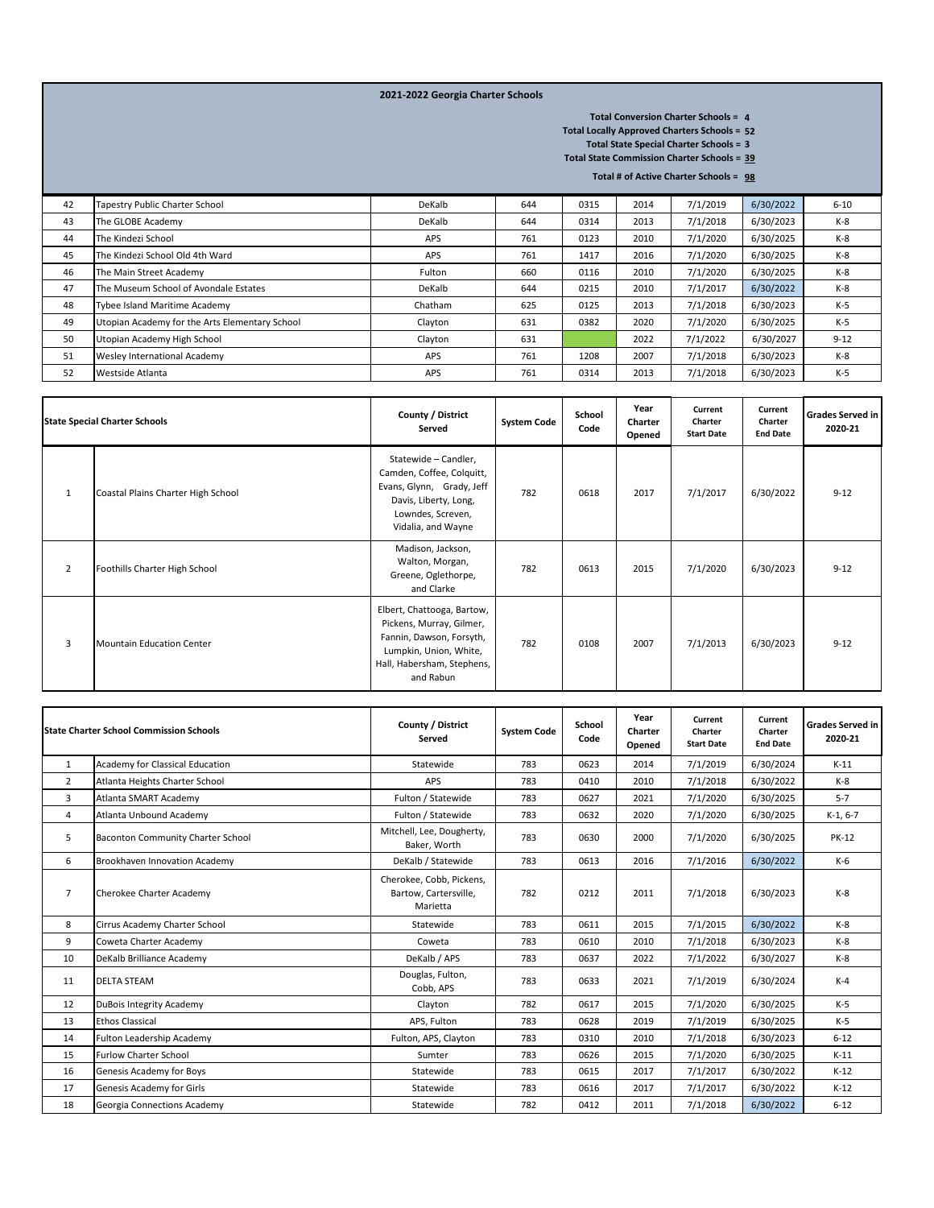# 2021-2022 Georgia Charter Schools

**Total Conversion Charter Schools = 4**
**Total Locally Approved Charters Schools = 52**
**Total State Special Charter Schools = 3**
**Total State Commission Charter Schools = 39**

**Total # of Active Charter Schools = 98**

| | | | | | | | | |
|---|---|---|---|---|---|---|---|---|
| 42 | Tapestry Public Charter School | DeKalb | 644 | 0315 | 2014 | 7/1/2019 | 6/30/2022 | 6-10 |
| 43 | The GLOBE Academy | DeKalb | 644 | 0314 | 2013 | 7/1/2018 | 6/30/2023 | K-8 |
| 44 | The Kindezi School | APS | 761 | 0123 | 2010 | 7/1/2020 | 6/30/2025 | K-8 |
| 45 | The Kindezi School Old 4th Ward | APS | 761 | 1417 | 2016 | 7/1/2020 | 6/30/2025 | K-8 |
| 46 | The Main Street Academy | Fulton | 660 | 0116 | 2010 | 7/1/2020 | 6/30/2025 | K-8 |
| 47 | The Museum School of Avondale Estates | DeKalb | 644 | 0215 | 2010 | 7/1/2017 | 6/30/2022 | K-8 |
| 48 | Tybee Island Maritime Academy | Chatham | 625 | 0125 | 2013 | 7/1/2018 | 6/30/2023 | K-5 |
| 49 | Utopian Academy for the Arts Elementary School | Clayton | 631 | 0382 | 2020 | 7/1/2020 | 6/30/2025 | K-5 |
| 50 | Utopian Academy High School | Clayton | 631 | | 2022 | 7/1/2022 | 6/30/2027 | 9-12 |
| 51 | Wesley International Academy | APS | 761 | 1208 | 2007 | 7/1/2018 | 6/30/2023 | K-8 |
| 52 | Westside Atlanta | APS | 761 | 0314 | 2013 | 7/1/2018 | 6/30/2023 | K-5 |

| | State Special Charter Schools | County / District Served | System Code | School Code | Year Charter Opened | Current Charter Start Date | Current Charter End Date | Grades Served in 2020-21 |
|---|---|---|---|---|---|---|---|---|
| 1 | Coastal Plains Charter High School | Statewide – Candler, Camden, Coffee, Colquitt, Evans, Glynn, Grady, Jeff Davis, Liberty, Long, Lowndes, Screven, Vidalia, and Wayne | 782 | 0618 | 2017 | 7/1/2017 | 6/30/2022 | 9-12 |
| 2 | Foothills Charter High School | Madison, Jackson, Walton, Morgan, Greene, Oglethorpe, and Clarke | 782 | 0613 | 2015 | 7/1/2020 | 6/30/2023 | 9-12 |
| 3 | Mountain Education Center | Elbert, Chattooga, Bartow, Pickens, Murray, Gilmer, Fannin, Dawson, Forsyth, Lumpkin, Union, White, Hall, Habersham, Stephens, and Rabun | 782 | 0108 | 2007 | 7/1/2013 | 6/30/2023 | 9-12 |

| | State Charter School Commission Schools | County / District Served | System Code | School Code | Year Charter Opened | Current Charter Start Date | Current Charter End Date | Grades Served in 2020-21 |
|---|---|---|---|---|---|---|---|---|
| 1 | Academy for Classical Education | Statewide | 783 | 0623 | 2014 | 7/1/2019 | 6/30/2024 | K-11 |
| 2 | Atlanta Heights Charter School | APS | 783 | 0410 | 2010 | 7/1/2018 | 6/30/2022 | K-8 |
| 3 | Atlanta SMART Academy | Fulton / Statewide | 783 | 0627 | 2021 | 7/1/2020 | 6/30/2025 | 5-7 |
| 4 | Atlanta Unbound Academy | Fulton / Statewide | 783 | 0632 | 2020 | 7/1/2020 | 6/30/2025 | K-1, 6-7 |
| 5 | Baconton Community Charter School | Mitchell, Lee, Dougherty, Baker, Worth | 783 | 0630 | 2000 | 7/1/2020 | 6/30/2025 | PK-12 |
| 6 | Brookhaven Innovation Academy | DeKalb / Statewide | 783 | 0613 | 2016 | 7/1/2016 | 6/30/2022 | K-6 |
| 7 | Cherokee Charter Academy | Cherokee, Cobb, Pickens, Bartow, Cartersville, Marietta | 782 | 0212 | 2011 | 7/1/2018 | 6/30/2023 | K-8 |
| 8 | Cirrus Academy Charter School | Statewide | 783 | 0611 | 2015 | 7/1/2015 | 6/30/2022 | K-8 |
| 9 | Coweta Charter Academy | Coweta | 783 | 0610 | 2010 | 7/1/2018 | 6/30/2023 | K-8 |
| 10 | DeKalb Brilliance Academy | DeKalb / APS | 783 | 0637 | 2022 | 7/1/2022 | 6/30/2027 | K-8 |
| 11 | DELTA STEAM | Douglas, Fulton, Cobb, APS | 783 | 0633 | 2021 | 7/1/2019 | 6/30/2024 | K-4 |
| 12 | DuBois Integrity Academy | Clayton | 782 | 0617 | 2015 | 7/1/2020 | 6/30/2025 | K-5 |
| 13 | Ethos Classical | APS, Fulton | 783 | 0628 | 2019 | 7/1/2019 | 6/30/2025 | K-5 |
| 14 | Fulton Leadership Academy | Fulton, APS, Clayton | 783 | 0310 | 2010 | 7/1/2018 | 6/30/2023 | 6-12 |
| 15 | Furlow Charter School | Sumter | 783 | 0626 | 2015 | 7/1/2020 | 6/30/2025 | K-11 |
| 16 | Genesis Academy for Boys | Statewide | 783 | 0615 | 2017 | 7/1/2017 | 6/30/2022 | K-12 |
| 17 | Genesis Academy for Girls | Statewide | 783 | 0616 | 2017 | 7/1/2017 | 6/30/2022 | K-12 |
| 18 | Georgia Connections Academy | Statewide | 782 | 0412 | 2011 | 7/1/2018 | 6/30/2022 | 6-12 |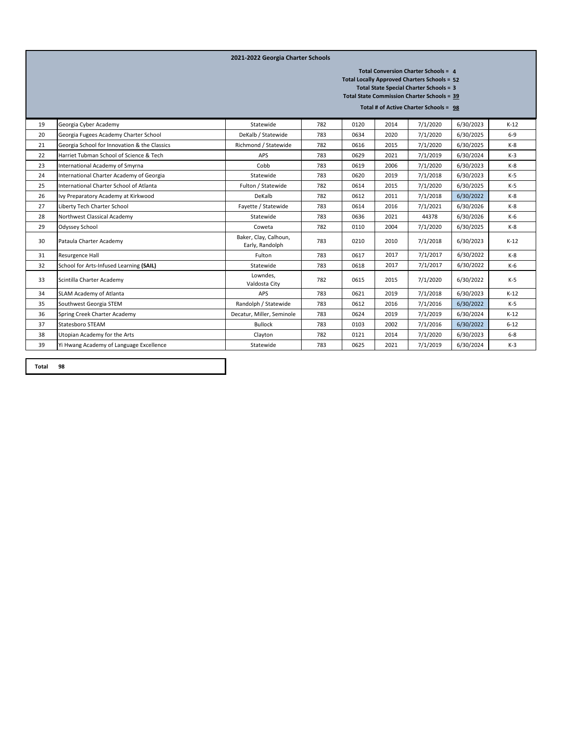**2021-2022 Georgia Charter Schools**

**Total Conversion Charter Schools = 4**
**Total Locally Approved Charters Schools = 52**
**Total State Special Charter Schools = 3**
**Total State Commission Charter Schools = 39**

**Total # of Active Charter Schools = 98**

| | | | | | | | | |
|---|---|---|---|---|---|---|---|---|
| 19 | Georgia Cyber Academy | Statewide | 782 | 0120 | 2014 | 7/1/2020 | 6/30/2023 | K-12 |
| 20 | Georgia Fugees Academy Charter School | DeKalb / Statewide | 783 | 0634 | 2020 | 7/1/2020 | 6/30/2025 | 6-9 |
| 21 | Georgia School for Innovation & the Classics | Richmond / Statewide | 782 | 0616 | 2015 | 7/1/2020 | 6/30/2025 | K-8 |
| 22 | Harriet Tubman School of Science & Tech | APS | 783 | 0629 | 2021 | 7/1/2019 | 6/30/2024 | K-3 |
| 23 | International Academy of Smyrna | Cobb | 783 | 0619 | 2006 | 7/1/2020 | 6/30/2023 | K-8 |
| 24 | International Charter Academy of Georgia | Statewide | 783 | 0620 | 2019 | 7/1/2018 | 6/30/2023 | K-5 |
| 25 | International Charter School of Atlanta | Fulton / Statewide | 782 | 0614 | 2015 | 7/1/2020 | 6/30/2025 | K-5 |
| 26 | Ivy Preparatory Academy at Kirkwood | DeKalb | 782 | 0612 | 2011 | 7/1/2018 | 6/30/2022 | K-8 |
| 27 | Liberty Tech Charter School | Fayette / Statewide | 783 | 0614 | 2016 | 7/1/2021 | 6/30/2026 | K-8 |
| 28 | Northwest Classical Academy | Statewide | 783 | 0636 | 2021 | 44378 | 6/30/2026 | K-6 |
| 29 | Odyssey School | Coweta | 782 | 0110 | 2004 | 7/1/2020 | 6/30/2025 | K-8 |
| 30 | Pataula Charter Academy | Baker, Clay, Calhoun, Early, Randolph | 783 | 0210 | 2010 | 7/1/2018 | 6/30/2023 | K-12 |
| 31 | Resurgence Hall | Fulton | 783 | 0617 | 2017 | 7/1/2017 | 6/30/2022 | K-8 |
| 32 | School for Arts-Infused Learning **(SAIL)** | Statewide | 783 | 0618 | 2017 | 7/1/2017 | 6/30/2022 | K-6 |
| 33 | Scintilla Charter Academy | Lowndes, Valdosta City | 782 | 0615 | 2015 | 7/1/2020 | 6/30/2022 | K-5 |
| 34 | SLAM Academy of Atlanta | APS | 783 | 0621 | 2019 | 7/1/2018 | 6/30/2023 | K-12 |
| 35 | Southwest Georgia STEM | Randolph / Statewide | 783 | 0612 | 2016 | 7/1/2016 | 6/30/2022 | K-5 |
| 36 | Spring Creek Charter Academy | Decatur, Miller, Seminole | 783 | 0624 | 2019 | 7/1/2019 | 6/30/2024 | K-12 |
| 37 | Statesboro STEAM | Bullock | 783 | 0103 | 2002 | 7/1/2016 | 6/30/2022 | 6-12 |
| 38 | Utopian Academy for the Arts | Clayton | 782 | 0121 | 2014 | 7/1/2020 | 6/30/2023 | 6-8 |
| 39 | Yi Hwang Academy of Language Excellence | Statewide | 783 | 0625 | 2021 | 7/1/2019 | 6/30/2024 | K-3 |

**Total 98**